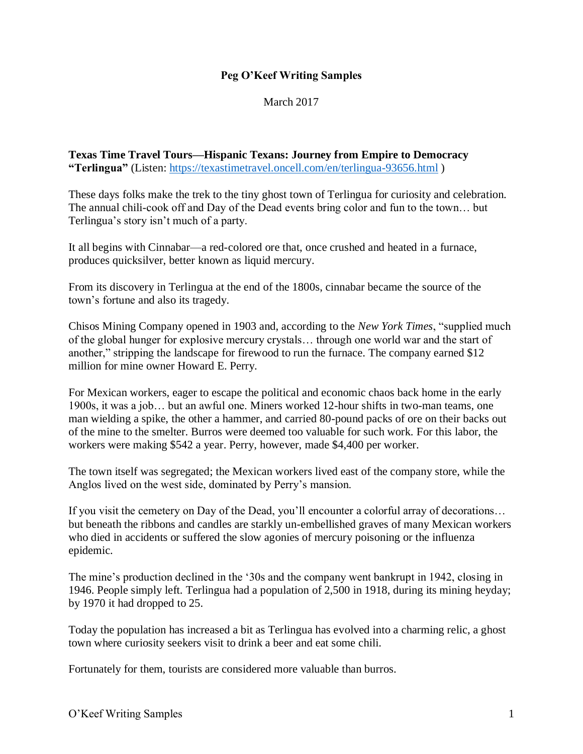# Peg O'Keef Writing Samples

March 2017

**Texas Time Travel Tours—Hispanic Texans: Journey from Empire to Democracy**
**"Terlingua"** (Listen: https://texastimetravel.oncell.com/en/terlingua-93656.html )

These days folks make the trek to the tiny ghost town of Terlingua for curiosity and celebration. The annual chili-cook off and Day of the Dead events bring color and fun to the town… but Terlingua's story isn't much of a party.

It all begins with Cinnabar—a red-colored ore that, once crushed and heated in a furnace, produces quicksilver, better known as liquid mercury.

From its discovery in Terlingua at the end of the 1800s, cinnabar became the source of the town's fortune and also its tragedy.

Chisos Mining Company opened in 1903 and, according to the *New York Times*, "supplied much of the global hunger for explosive mercury crystals… through one world war and the start of another," stripping the landscape for firewood to run the furnace. The company earned $12 million for mine owner Howard E. Perry.

For Mexican workers, eager to escape the political and economic chaos back home in the early 1900s, it was a job… but an awful one. Miners worked 12-hour shifts in two-man teams, one man wielding a spike, the other a hammer, and carried 80-pound packs of ore on their backs out of the mine to the smelter. Burros were deemed too valuable for such work. For this labor, the workers were making $542 a year. Perry, however, made $4,400 per worker.

The town itself was segregated; the Mexican workers lived east of the company store, while the Anglos lived on the west side, dominated by Perry's mansion.

If you visit the cemetery on Day of the Dead, you'll encounter a colorful array of decorations… but beneath the ribbons and candles are starkly un-embellished graves of many Mexican workers who died in accidents or suffered the slow agonies of mercury poisoning or the influenza epidemic.

The mine's production declined in the '30s and the company went bankrupt in 1942, closing in 1946. People simply left. Terlingua had a population of 2,500 in 1918, during its mining heyday; by 1970 it had dropped to 25.

Today the population has increased a bit as Terlingua has evolved into a charming relic, a ghost town where curiosity seekers visit to drink a beer and eat some chili.

Fortunately for them, tourists are considered more valuable than burros.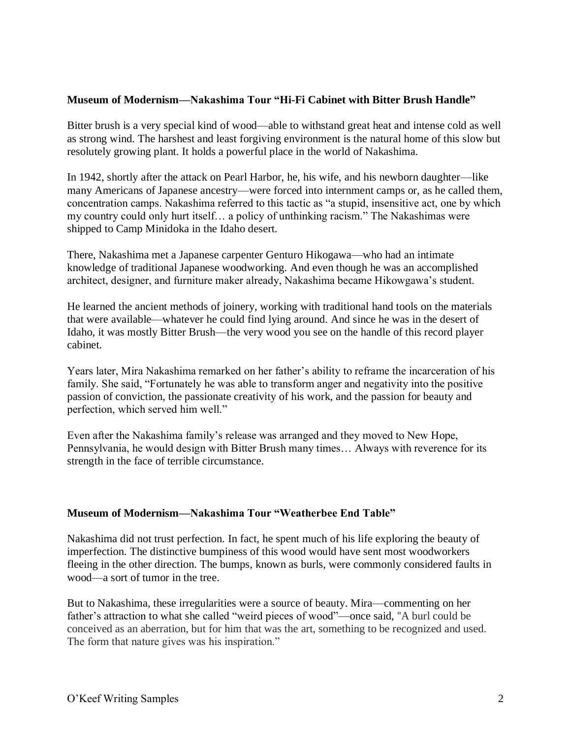**Museum of Modernism—Nakashima Tour "Hi-Fi Cabinet with Bitter Brush Handle"**

Bitter brush is a very special kind of wood—able to withstand great heat and intense cold as well as strong wind. The harshest and least forgiving environment is the natural home of this slow but resolutely growing plant. It holds a powerful place in the world of Nakashima.

In 1942, shortly after the attack on Pearl Harbor, he, his wife, and his newborn daughter—like many Americans of Japanese ancestry—were forced into internment camps or, as he called them, concentration camps. Nakashima referred to this tactic as "a stupid, insensitive act, one by which my country could only hurt itself… a policy of unthinking racism." The Nakashimas were shipped to Camp Minidoka in the Idaho desert.

There, Nakashima met a Japanese carpenter Genturo Hikogawa—who had an intimate knowledge of traditional Japanese woodworking. And even though he was an accomplished architect, designer, and furniture maker already, Nakashima became Hikowgawa's student.

He learned the ancient methods of joinery, working with traditional hand tools on the materials that were available—whatever he could find lying around. And since he was in the desert of Idaho, it was mostly Bitter Brush—the very wood you see on the handle of this record player cabinet.

Years later, Mira Nakashima remarked on her father's ability to reframe the incarceration of his family. She said, "Fortunately he was able to transform anger and negativity into the positive passion of conviction, the passionate creativity of his work, and the passion for beauty and perfection, which served him well."

Even after the Nakashima family's release was arranged and they moved to New Hope, Pennsylvania, he would design with Bitter Brush many times… Always with reverence for its strength in the face of terrible circumstance.

**Museum of Modernism—Nakashima Tour "Weatherbee End Table"**

Nakashima did not trust perfection. In fact, he spent much of his life exploring the beauty of imperfection. The distinctive bumpiness of this wood would have sent most woodworkers fleeing in the other direction. The bumps, known as burls, were commonly considered faults in wood—a sort of tumor in the tree.

But to Nakashima, these irregularities were a source of beauty. Mira—commenting on her father's attraction to what she called "weird pieces of wood"—once said, "A burl could be conceived as an aberration, but for him that was the art, something to be recognized and used. The form that nature gives was his inspiration."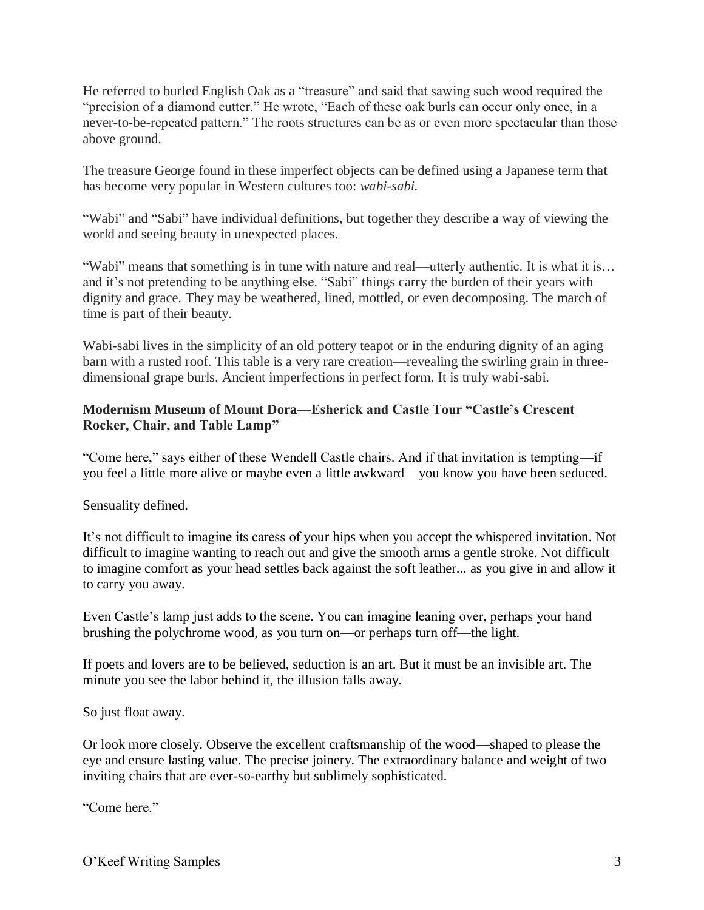He referred to burled English Oak as a "treasure" and said that sawing such wood required the "precision of a diamond cutter." He wrote, "Each of these oak burls can occur only once, in a never-to-be-repeated pattern." The roots structures can be as or even more spectacular than those above ground.

The treasure George found in these imperfect objects can be defined using a Japanese term that has become very popular in Western cultures too: *wabi-sabi.*

"Wabi" and "Sabi" have individual definitions, but together they describe a way of viewing the world and seeing beauty in unexpected places.

"Wabi" means that something is in tune with nature and real—utterly authentic. It is what it is… and it's not pretending to be anything else. "Sabi" things carry the burden of their years with dignity and grace. They may be weathered, lined, mottled, or even decomposing. The march of time is part of their beauty.

Wabi-sabi lives in the simplicity of an old pottery teapot or in the enduring dignity of an aging barn with a rusted roof. This table is a very rare creation—revealing the swirling grain in three-dimensional grape burls. Ancient imperfections in perfect form. It is truly wabi-sabi.

**Modernism Museum of Mount Dora—Esherick and Castle Tour "Castle's Crescent Rocker, Chair, and Table Lamp"**

"Come here," says either of these Wendell Castle chairs. And if that invitation is tempting—if you feel a little more alive or maybe even a little awkward—you know you have been seduced.

Sensuality defined.

It's not difficult to imagine its caress of your hips when you accept the whispered invitation. Not difficult to imagine wanting to reach out and give the smooth arms a gentle stroke. Not difficult to imagine comfort as your head settles back against the soft leather... as you give in and allow it to carry you away.

Even Castle's lamp just adds to the scene. You can imagine leaning over, perhaps your hand brushing the polychrome wood, as you turn on—or perhaps turn off—the light.

If poets and lovers are to be believed, seduction is an art. But it must be an invisible art. The minute you see the labor behind it, the illusion falls away.

So just float away.

Or look more closely. Observe the excellent craftsmanship of the wood—shaped to please the eye and ensure lasting value. The precise joinery. The extraordinary balance and weight of two inviting chairs that are ever-so-earthy but sublimely sophisticated.

"Come here."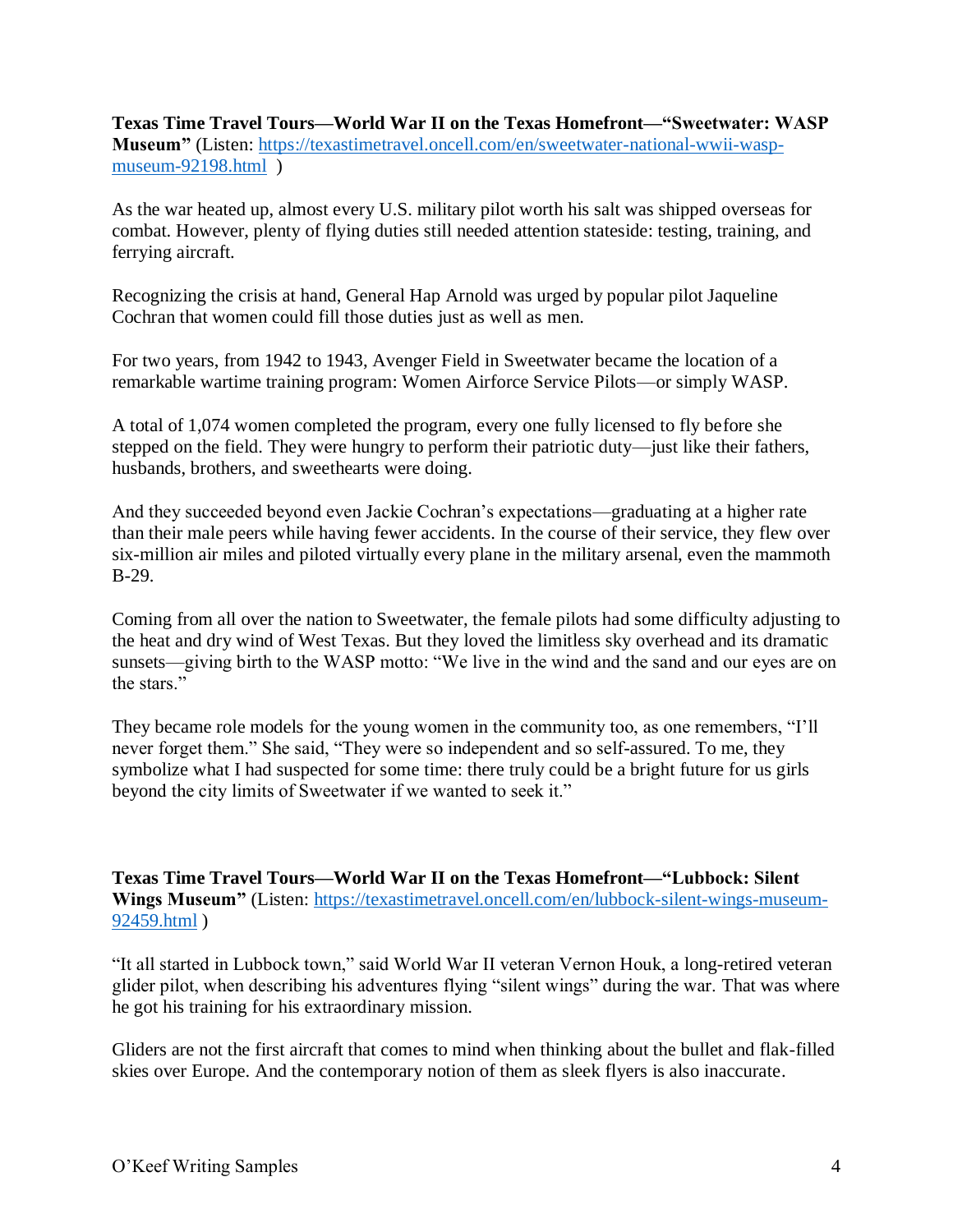**Texas Time Travel Tours—World War II on the Texas Homefront—"Sweetwater: WASP Museum"** (Listen: [https://texastimetravel.oncell.com/en/sweetwater-national-wwii-wasp-museum-92198.html](https://texastimetravel.oncell.com/en/sweetwater-national-wwii-wasp-museum-92198.html) )

As the war heated up, almost every U.S. military pilot worth his salt was shipped overseas for combat. However, plenty of flying duties still needed attention stateside: testing, training, and ferrying aircraft.

Recognizing the crisis at hand, General Hap Arnold was urged by popular pilot Jaqueline Cochran that women could fill those duties just as well as men.

For two years, from 1942 to 1943, Avenger Field in Sweetwater became the location of a remarkable wartime training program: Women Airforce Service Pilots—or simply WASP.

A total of 1,074 women completed the program, every one fully licensed to fly before she stepped on the field. They were hungry to perform their patriotic duty—just like their fathers, husbands, brothers, and sweethearts were doing.

And they succeeded beyond even Jackie Cochran's expectations—graduating at a higher rate than their male peers while having fewer accidents. In the course of their service, they flew over six-million air miles and piloted virtually every plane in the military arsenal, even the mammoth B-29.

Coming from all over the nation to Sweetwater, the female pilots had some difficulty adjusting to the heat and dry wind of West Texas. But they loved the limitless sky overhead and its dramatic sunsets—giving birth to the WASP motto: "We live in the wind and the sand and our eyes are on the stars."

They became role models for the young women in the community too, as one remembers, "I'll never forget them." She said, "They were so independent and so self-assured. To me, they symbolize what I had suspected for some time: there truly could be a bright future for us girls beyond the city limits of Sweetwater if we wanted to seek it."

**Texas Time Travel Tours—World War II on the Texas Homefront—"Lubbock: Silent Wings Museum"** (Listen: [https://texastimetravel.oncell.com/en/lubbock-silent-wings-museum-92459.html](https://texastimetravel.oncell.com/en/lubbock-silent-wings-museum-92459.html) )

"It all started in Lubbock town," said World War II veteran Vernon Houk, a long-retired veteran glider pilot, when describing his adventures flying "silent wings" during the war. That was where he got his training for his extraordinary mission.

Gliders are not the first aircraft that comes to mind when thinking about the bullet and flak-filled skies over Europe. And the contemporary notion of them as sleek flyers is also inaccurate.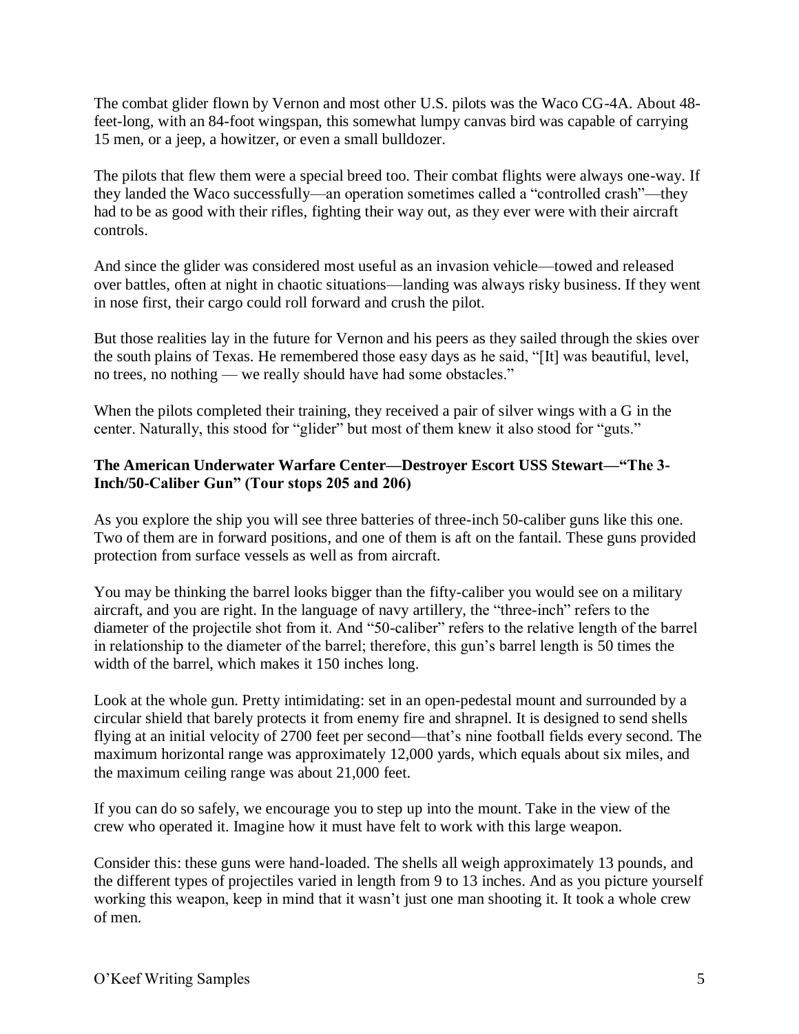The combat glider flown by Vernon and most other U.S. pilots was the Waco CG-4A. About 48-feet-long, with an 84-foot wingspan, this somewhat lumpy canvas bird was capable of carrying 15 men, or a jeep, a howitzer, or even a small bulldozer.

The pilots that flew them were a special breed too. Their combat flights were always one-way. If they landed the Waco successfully—an operation sometimes called a "controlled crash"—they had to be as good with their rifles, fighting their way out, as they ever were with their aircraft controls.

And since the glider was considered most useful as an invasion vehicle—towed and released over battles, often at night in chaotic situations—landing was always risky business. If they went in nose first, their cargo could roll forward and crush the pilot.

But those realities lay in the future for Vernon and his peers as they sailed through the skies over the south plains of Texas. He remembered those easy days as he said, "[It] was beautiful, level, no trees, no nothing — we really should have had some obstacles."

When the pilots completed their training, they received a pair of silver wings with a G in the center. Naturally, this stood for "glider" but most of them knew it also stood for "guts."

**The American Underwater Warfare Center—Destroyer Escort USS Stewart—"The 3-Inch/50-Caliber Gun" (Tour stops 205 and 206)**

As you explore the ship you will see three batteries of three-inch 50-caliber guns like this one. Two of them are in forward positions, and one of them is aft on the fantail. These guns provided protection from surface vessels as well as from aircraft.

You may be thinking the barrel looks bigger than the fifty-caliber you would see on a military aircraft, and you are right. In the language of navy artillery, the "three-inch" refers to the diameter of the projectile shot from it. And "50-caliber" refers to the relative length of the barrel in relationship to the diameter of the barrel; therefore, this gun's barrel length is 50 times the width of the barrel, which makes it 150 inches long.

Look at the whole gun. Pretty intimidating: set in an open-pedestal mount and surrounded by a circular shield that barely protects it from enemy fire and shrapnel. It is designed to send shells flying at an initial velocity of 2700 feet per second—that's nine football fields every second. The maximum horizontal range was approximately 12,000 yards, which equals about six miles, and the maximum ceiling range was about 21,000 feet.

If you can do so safely, we encourage you to step up into the mount. Take in the view of the crew who operated it. Imagine how it must have felt to work with this large weapon.

Consider this: these guns were hand-loaded. The shells all weigh approximately 13 pounds, and the different types of projectiles varied in length from 9 to 13 inches. And as you picture yourself working this weapon, keep in mind that it wasn't just one man shooting it. It took a whole crew of men.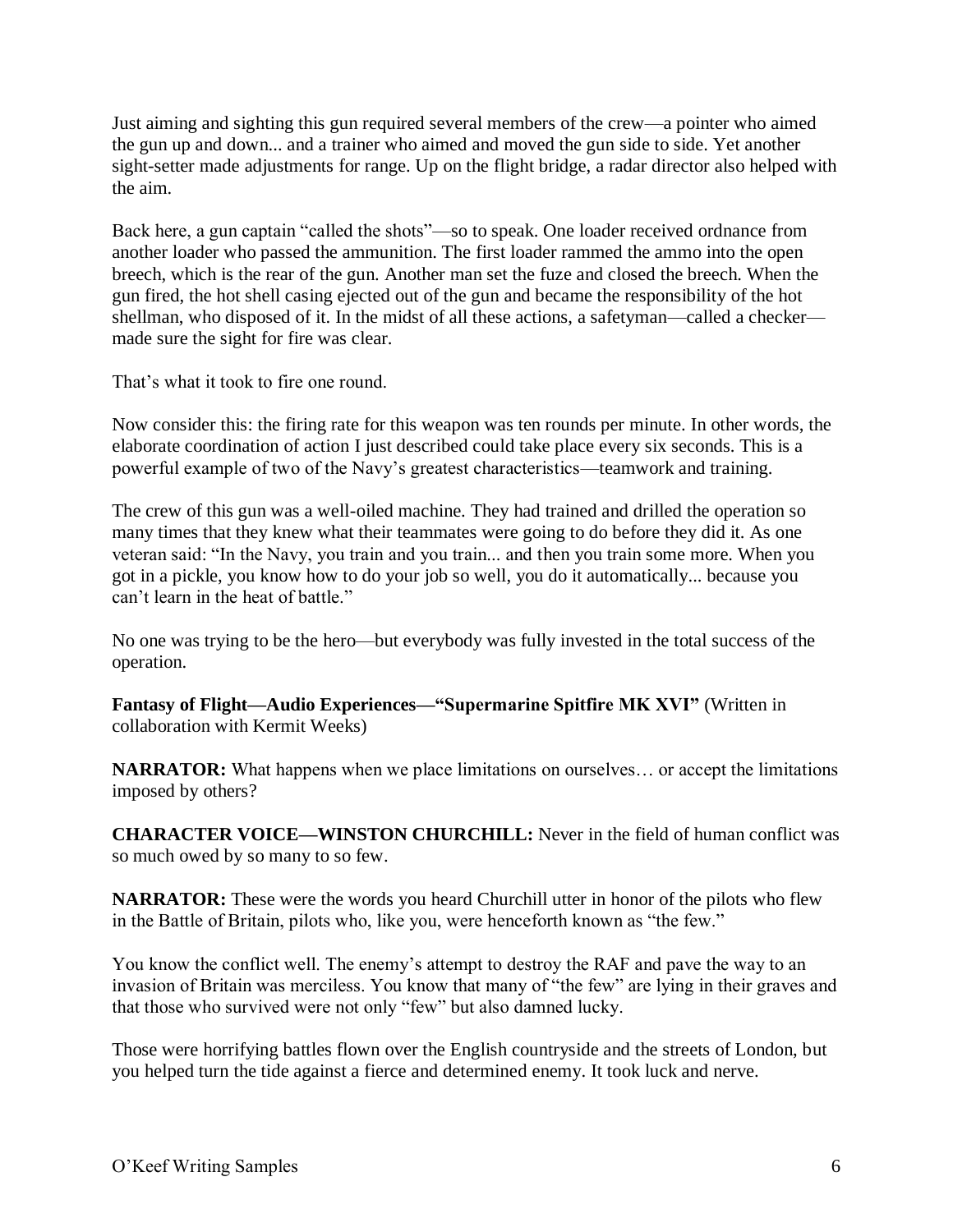Just aiming and sighting this gun required several members of the crew—a pointer who aimed the gun up and down... and a trainer who aimed and moved the gun side to side. Yet another sight-setter made adjustments for range. Up on the flight bridge, a radar director also helped with the aim.

Back here, a gun captain "called the shots"—so to speak. One loader received ordnance from another loader who passed the ammunition. The first loader rammed the ammo into the open breech, which is the rear of the gun. Another man set the fuze and closed the breech. When the gun fired, the hot shell casing ejected out of the gun and became the responsibility of the hot shellman, who disposed of it. In the midst of all these actions, a safetyman—called a checker—made sure the sight for fire was clear.

That's what it took to fire one round.

Now consider this: the firing rate for this weapon was ten rounds per minute. In other words, the elaborate coordination of action I just described could take place every six seconds. This is a powerful example of two of the Navy's greatest characteristics—teamwork and training.

The crew of this gun was a well-oiled machine. They had trained and drilled the operation so many times that they knew what their teammates were going to do before they did it. As one veteran said: "In the Navy, you train and you train... and then you train some more. When you got in a pickle, you know how to do your job so well, you do it automatically... because you can't learn in the heat of battle."

No one was trying to be the hero—but everybody was fully invested in the total success of the operation.

**Fantasy of Flight—Audio Experiences—"Supermarine Spitfire MK XVI"** (Written in collaboration with Kermit Weeks)

**NARRATOR:** What happens when we place limitations on ourselves… or accept the limitations imposed by others?

**CHARACTER VOICE—WINSTON CHURCHILL:** Never in the field of human conflict was so much owed by so many to so few.

**NARRATOR:** These were the words you heard Churchill utter in honor of the pilots who flew in the Battle of Britain, pilots who, like you, were henceforth known as "the few."

You know the conflict well. The enemy's attempt to destroy the RAF and pave the way to an invasion of Britain was merciless. You know that many of "the few" are lying in their graves and that those who survived were not only "few" but also damned lucky.

Those were horrifying battles flown over the English countryside and the streets of London, but you helped turn the tide against a fierce and determined enemy. It took luck and nerve.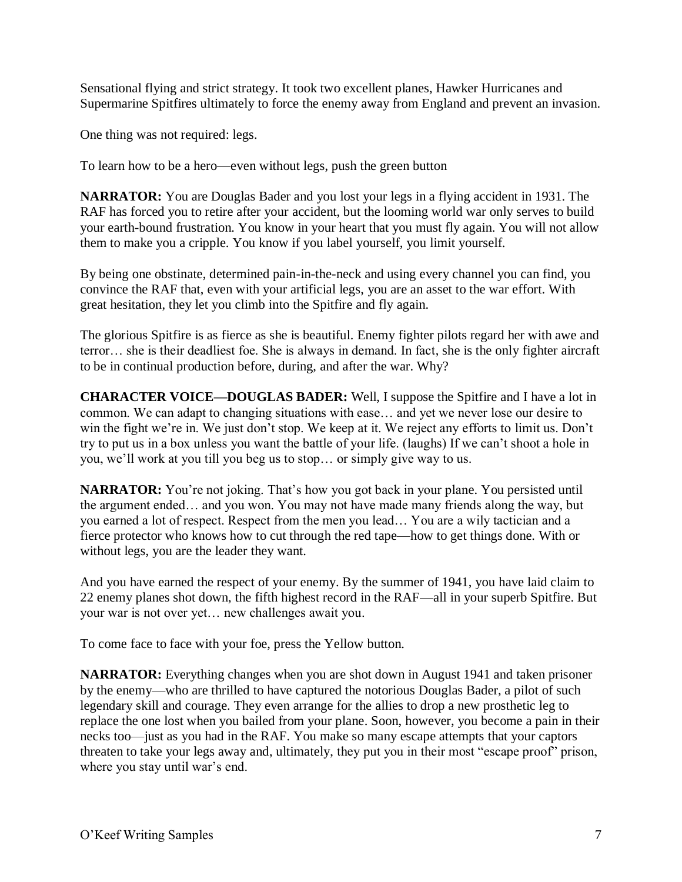Sensational flying and strict strategy. It took two excellent planes, Hawker Hurricanes and Supermarine Spitfires ultimately to force the enemy away from England and prevent an invasion.

One thing was not required: legs.

To learn how to be a hero—even without legs, push the green button

**NARRATOR:** You are Douglas Bader and you lost your legs in a flying accident in 1931. The RAF has forced you to retire after your accident, but the looming world war only serves to build your earth-bound frustration. You know in your heart that you must fly again. You will not allow them to make you a cripple. You know if you label yourself, you limit yourself.

By being one obstinate, determined pain-in-the-neck and using every channel you can find, you convince the RAF that, even with your artificial legs, you are an asset to the war effort. With great hesitation, they let you climb into the Spitfire and fly again.

The glorious Spitfire is as fierce as she is beautiful. Enemy fighter pilots regard her with awe and terror… she is their deadliest foe. She is always in demand. In fact, she is the only fighter aircraft to be in continual production before, during, and after the war. Why?

**CHARACTER VOICE—DOUGLAS BADER:** Well, I suppose the Spitfire and I have a lot in common. We can adapt to changing situations with ease… and yet we never lose our desire to win the fight we're in. We just don't stop. We keep at it. We reject any efforts to limit us. Don't try to put us in a box unless you want the battle of your life. (laughs) If we can't shoot a hole in you, we'll work at you till you beg us to stop… or simply give way to us.

**NARRATOR:** You're not joking. That's how you got back in your plane. You persisted until the argument ended… and you won. You may not have made many friends along the way, but you earned a lot of respect. Respect from the men you lead… You are a wily tactician and a fierce protector who knows how to cut through the red tape—how to get things done. With or without legs, you are the leader they want.

And you have earned the respect of your enemy. By the summer of 1941, you have laid claim to 22 enemy planes shot down, the fifth highest record in the RAF—all in your superb Spitfire. But your war is not over yet… new challenges await you.

To come face to face with your foe, press the Yellow button.

**NARRATOR:** Everything changes when you are shot down in August 1941 and taken prisoner by the enemy—who are thrilled to have captured the notorious Douglas Bader, a pilot of such legendary skill and courage. They even arrange for the allies to drop a new prosthetic leg to replace the one lost when you bailed from your plane. Soon, however, you become a pain in their necks too—just as you had in the RAF. You make so many escape attempts that your captors threaten to take your legs away and, ultimately, they put you in their most "escape proof" prison, where you stay until war's end.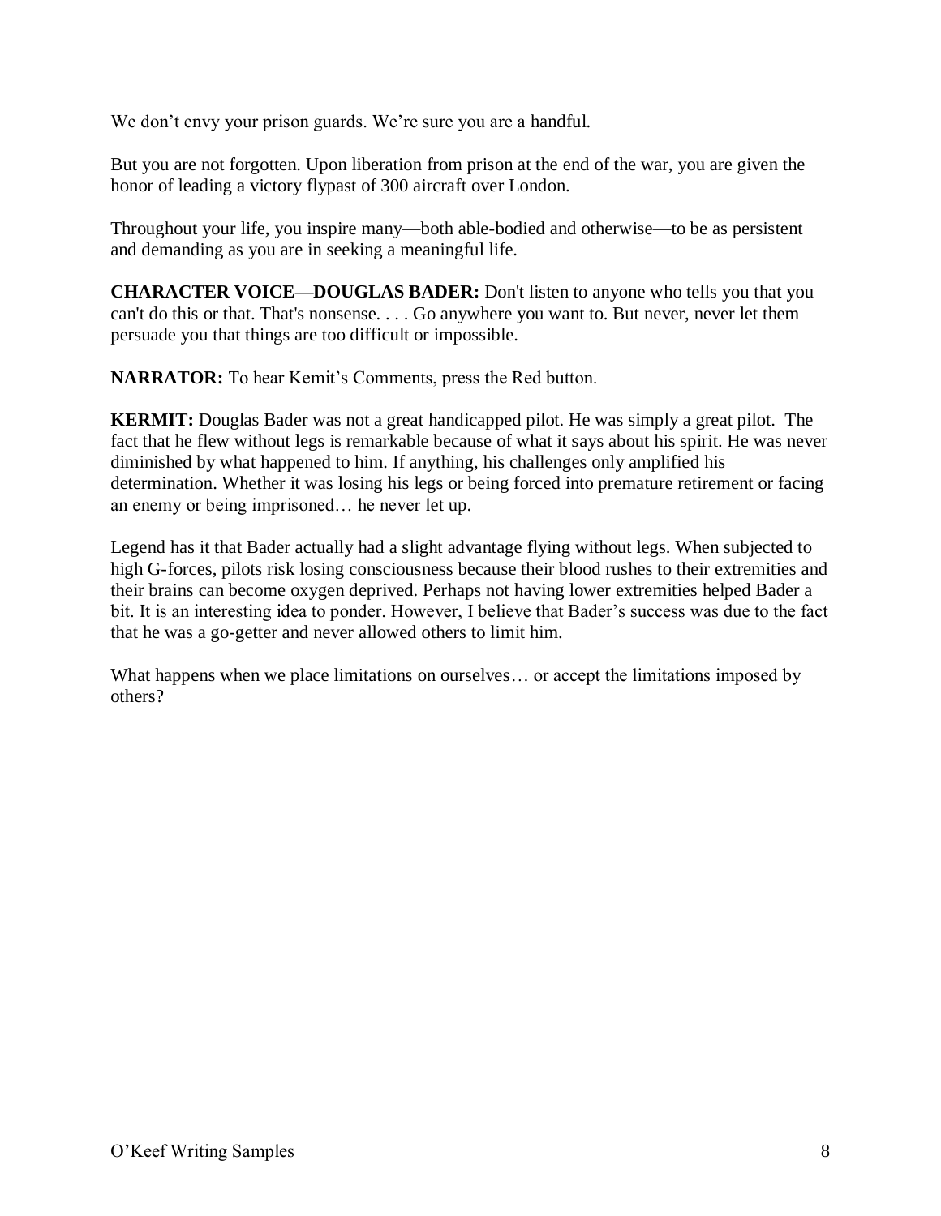We don’t envy your prison guards. We’re sure you are a handful.

But you are not forgotten. Upon liberation from prison at the end of the war, you are given the honor of leading a victory flypast of 300 aircraft over London.

Throughout your life, you inspire many—both able-bodied and otherwise—to be as persistent and demanding as you are in seeking a meaningful life.

**CHARACTER VOICE—DOUGLAS BADER:** Don't listen to anyone who tells you that you can't do this or that. That's nonsense. . . . Go anywhere you want to. But never, never let them persuade you that things are too difficult or impossible.

**NARRATOR:** To hear Kemit’s Comments, press the Red button.

**KERMIT:** Douglas Bader was not a great handicapped pilot. He was simply a great pilot. The fact that he flew without legs is remarkable because of what it says about his spirit. He was never diminished by what happened to him. If anything, his challenges only amplified his determination. Whether it was losing his legs or being forced into premature retirement or facing an enemy or being imprisoned… he never let up.

Legend has it that Bader actually had a slight advantage flying without legs. When subjected to high G-forces, pilots risk losing consciousness because their blood rushes to their extremities and their brains can become oxygen deprived. Perhaps not having lower extremities helped Bader a bit. It is an interesting idea to ponder. However, I believe that Bader’s success was due to the fact that he was a go-getter and never allowed others to limit him.

What happens when we place limitations on ourselves… or accept the limitations imposed by others?